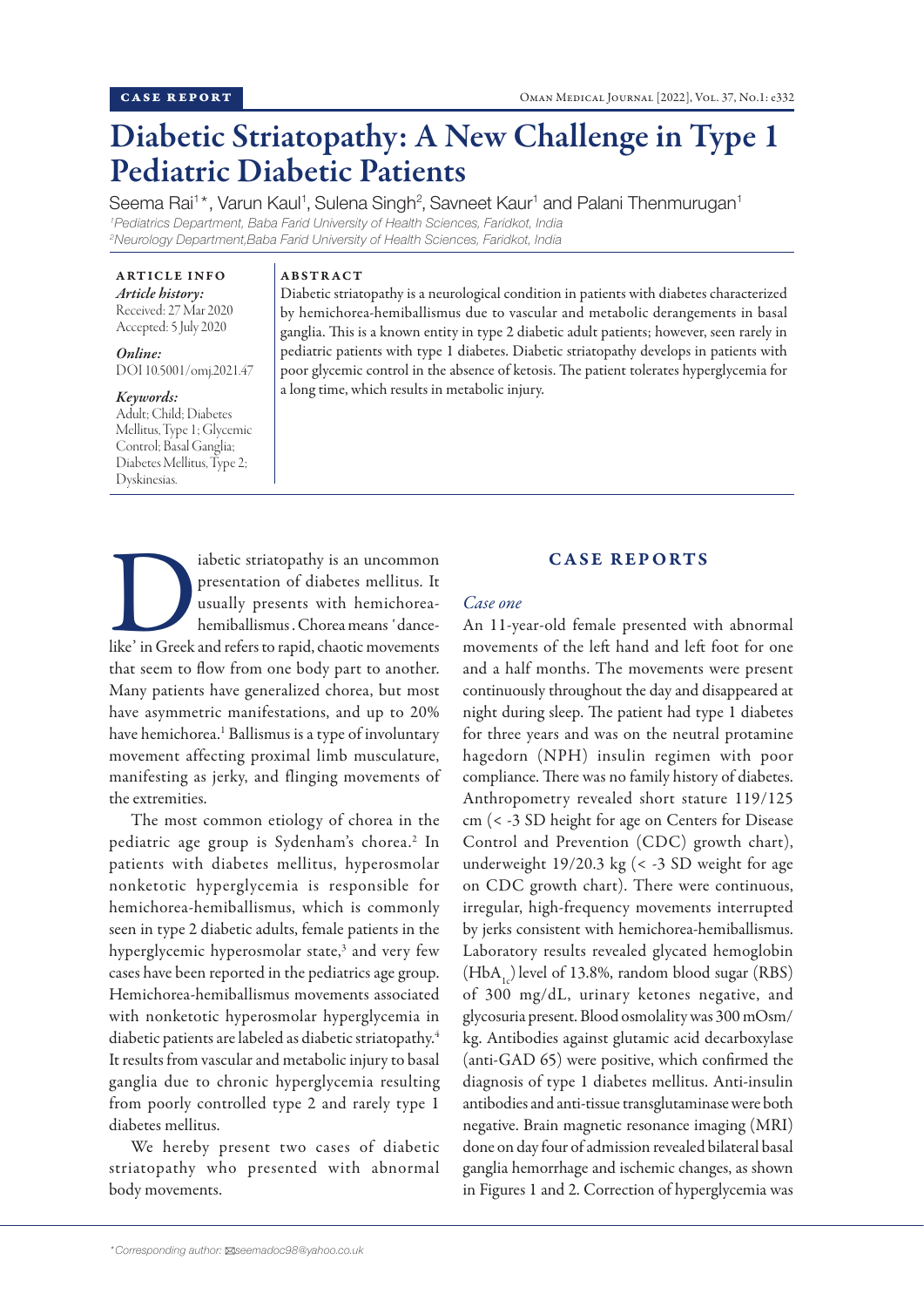CASE REPORT

# Diabetic Striatopathy: A New Challenge in Type 1 Pediatric Diabetic Patients

Seema Rai[1*], Varun Kaul[1], Sulena Singh[2], Savneet Kaur[1] and Palani Thenmurugan[1]

[1]Pediatrics Department, Baba Farid University of Health Sciences, Faridkot, India
[2]Neurology Department,Baba Farid University of Health Sciences, Faridkot, India

**ARTICLE INFO**

*Article history:*
Received: 27 Mar 2020
Accepted: 5 July 2020

*Online:*
DOI 10.5001/omj.2021.47

*Keywords:*
Adult; Child; Diabetes Mellitus, Type 1; Glycemic Control; Basal Ganglia; Diabetes Mellitus, Type 2; Dyskinesias.

**ABSTRACT**

Diabetic striatopathy is a neurological condition in patients with diabetes characterized by hemichorea-hemiballismus due to vascular and metabolic derangements in basal ganglia. This is a known entity in type 2 diabetic adult patients; however, seen rarely in pediatric patients with type 1 diabetes. Diabetic striatopathy develops in patients with poor glycemic control in the absence of ketosis. The patient tolerates hyperglycemia for a long time, which results in metabolic injury.

Diabetic striatopathy is an uncommon presentation of diabetes mellitus. It usually presents with hemichorea-hemiballismus. Chorea means 'dance-like' in Greek and refers to rapid, chaotic movements that seem to flow from one body part to another. Many patients have generalized chorea, but most have asymmetric manifestations, and up to 20% have hemichorea.[1] Ballismus is a type of involuntary movement affecting proximal limb musculature, manifesting as jerky, and flinging movements of the extremities.

The most common etiology of chorea in the pediatric age group is Sydenham's chorea.[2] In patients with diabetes mellitus, hyperosmolar nonketotic hyperglycemia is responsible for hemichorea-hemiballismus, which is commonly seen in type 2 diabetic adults, female patients in the hyperglycemic hyperosmolar state,[3] and very few cases have been reported in the pediatrics age group. Hemichorea-hemiballismus movements associated with nonketotic hyperosmolar hyperglycemia in diabetic patients are labeled as diabetic striatopathy.[4] It results from vascular and metabolic injury to basal ganglia due to chronic hyperglycemia resulting from poorly controlled type 2 and rarely type 1 diabetes mellitus.

We hereby present two cases of diabetic striatopathy who presented with abnormal body movements.

## CASE REPORTS

### *Case one*

An 11-year-old female presented with abnormal movements of the left hand and left foot for one and a half months. The movements were present continuously throughout the day and disappeared at night during sleep. The patient had type 1 diabetes for three years and was on the neutral protamine hagedorn (NPH) insulin regimen with poor compliance. There was no family history of diabetes. Anthropometry revealed short stature 119/125 cm (< -3 SD height for age on Centers for Disease Control and Prevention (CDC) growth chart), underweight 19/20.3 kg (< -3 SD weight for age on CDC growth chart). There were continuous, irregular, high-frequency movements interrupted by jerks consistent with hemichorea-hemiballismus. Laboratory results revealed glycated hemoglobin ($HbA_{1c}$) level of 13.8%, random blood sugar (RBS) of 300 mg/dL, urinary ketones negative, and glycosuria present. Blood osmolality was 300 mOsm/kg. Antibodies against glutamic acid decarboxylase (anti-GAD 65) were positive, which confirmed the diagnosis of type 1 diabetes mellitus. Anti-insulin antibodies and anti-tissue transglutaminase were both negative. Brain magnetic resonance imaging (MRI) done on day four of admission revealed bilateral basal ganglia hemorrhage and ischemic changes, as shown in Figures 1 and 2. Correction of hyperglycemia was

*Corresponding author: seemadoc98@yahoo.co.uk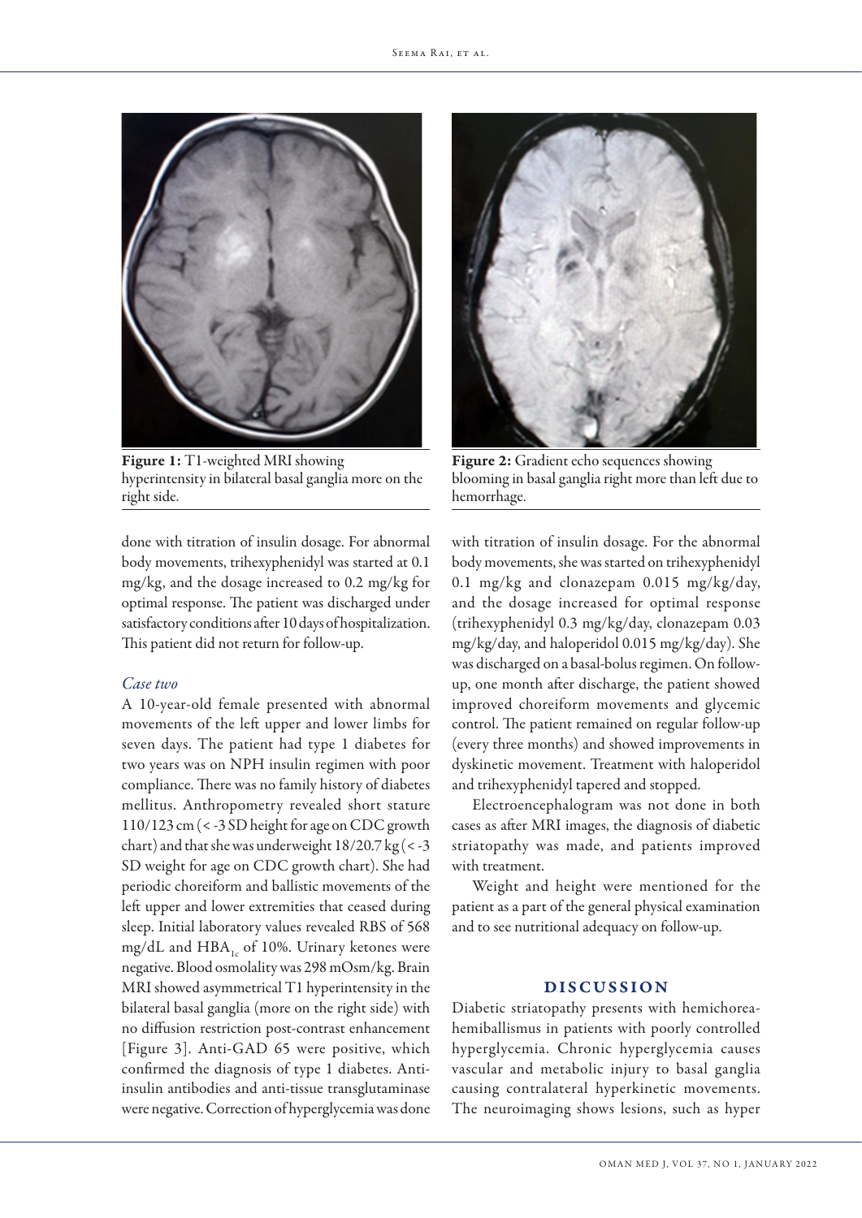Figure 1: T1-weighted MRI showing hyperintensity in bilateral basal ganglia more on the right side.

Figure 2: Gradient echo sequences showing blooming in basal ganglia right more than left due to hemorrhage.

done with titration of insulin dosage. For abnormal body movements, trihexyphenidyl was started at 0.1 mg/kg, and the dosage increased to 0.2 mg/kg for optimal response. The patient was discharged under satisfactory conditions after 10 days of hospitalization. This patient did not return for follow-up.

*Case two*

A 10-year-old female presented with abnormal movements of the left upper and lower limbs for seven days. The patient had type 1 diabetes for two years was on NPH insulin regimen with poor compliance. There was no family history of diabetes mellitus. Anthropometry revealed short stature 110/123 cm (< -3 SD height for age on CDC growth chart) and that she was underweight 18/20.7 kg (< -3 SD weight for age on CDC growth chart). She had periodic choreiform and ballistic movements of the left upper and lower extremities that ceased during sleep. Initial laboratory values revealed RBS of 568 mg/dL and $HBA_{1c}$ of 10%. Urinary ketones were negative. Blood osmolality was 298 mOsm/kg. Brain MRI showed asymmetrical T1 hyperintensity in the bilateral basal ganglia (more on the right side) with no diffusion restriction post-contrast enhancement [Figure 3]. Anti-GAD 65 were positive, which confirmed the diagnosis of type 1 diabetes. Anti-insulin antibodies and anti-tissue transglutaminase were negative. Correction of hyperglycemia was done with titration of insulin dosage. For the abnormal body movements, she was started on trihexyphenidyl 0.1 mg/kg and clonazepam 0.015 mg/kg/day, and the dosage increased for optimal response (trihexyphenidyl 0.3 mg/kg/day, clonazepam 0.03 mg/kg/day, and haloperidol 0.015 mg/kg/day). She was discharged on a basal-bolus regimen. On follow-up, one month after discharge, the patient showed improved choreiform movements and glycemic control. The patient remained on regular follow-up (every three months) and showed improvements in dyskinetic movement. Treatment with haloperidol and trihexyphenidyl tapered and stopped.

Electroencephalogram was not done in both cases as after MRI images, the diagnosis of diabetic striatopathy was made, and patients improved with treatment.

Weight and height were mentioned for the patient as a part of the general physical examination and to see nutritional adequacy on follow-up.

## DISCUSSION

Diabetic striatopathy presents with hemichorea-hemiballismus in patients with poorly controlled hyperglycemia. Chronic hyperglycemia causes vascular and metabolic injury to basal ganglia causing contralateral hyperkinetic movements. The neuroimaging shows lesions, such as hyper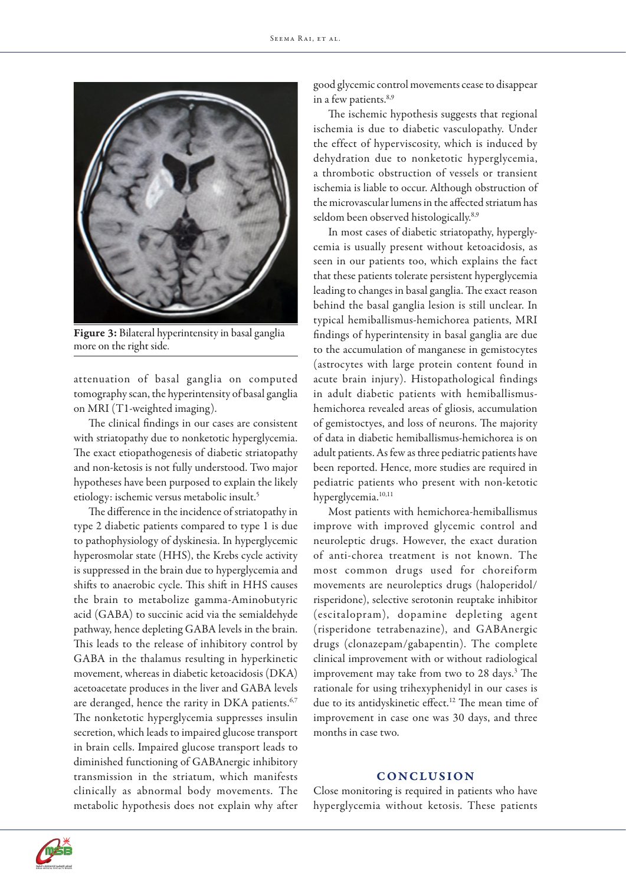Figure 3: Bilateral hyperintensity in basal ganglia more on the right side.

attenuation of basal ganglia on computed tomography scan, the hyperintensity of basal ganglia on MRI (T1-weighted imaging).

The clinical findings in our cases are consistent with striatopathy due to nonketotic hyperglycemia. The exact etiopathogenesis of diabetic striatopathy and non-ketosis is not fully understood. Two major hypotheses have been purposed to explain the likely etiology: ischemic versus metabolic insult.[5]

The difference in the incidence of striatopathy in type 2 diabetic patients compared to type 1 is due to pathophysiology of dyskinesia. In hyperglycemic hyperosmolar state (HHS), the Krebs cycle activity is suppressed in the brain due to hyperglycemia and shifts to anaerobic cycle. This shift in HHS causes the brain to metabolize gamma-Aminobutyric acid (GABA) to succinic acid via the semialdehyde pathway, hence depleting GABA levels in the brain. This leads to the release of inhibitory control by GABA in the thalamus resulting in hyperkinetic movement, whereas in diabetic ketoacidosis (DKA) acetoacetate produces in the liver and GABA levels are deranged, hence the rarity in DKA patients.[6,7] The nonketotic hyperglycemia suppresses insulin secretion, which leads to impaired glucose transport in brain cells. Impaired glucose transport leads to diminished functioning of GABAnergic inhibitory transmission in the striatum, which manifests clinically as abnormal body movements. The metabolic hypothesis does not explain why after good glycemic control movements cease to disappear in a few patients.[8,9]

The ischemic hypothesis suggests that regional ischemia is due to diabetic vasculopathy. Under the effect of hyperviscosity, which is induced by dehydration due to nonketotic hyperglycemia, a thrombotic obstruction of vessels or transient ischemia is liable to occur. Although obstruction of the microvascular lumens in the affected striatum has seldom been observed histologically.[8,9]

In most cases of diabetic striatopathy, hyperglycemia is usually present without ketoacidosis, as seen in our patients too, which explains the fact that these patients tolerate persistent hyperglycemia leading to changes in basal ganglia. The exact reason behind the basal ganglia lesion is still unclear. In typical hemiballismus-hemichorea patients, MRI findings of hyperintensity in basal ganglia are due to the accumulation of manganese in gemistocytes (astrocytes with large protein content found in acute brain injury). Histopathological findings in adult diabetic patients with hemiballismus-hemichorea revealed areas of gliosis, accumulation of gemistoctyes, and loss of neurons. The majority of data in diabetic hemiballismus-hemichorea is on adult patients. As few as three pediatric patients have been reported. Hence, more studies are required in pediatric patients who present with non-ketotic hyperglycemia.[10,11]

Most patients with hemichorea-hemiballismus improve with improved glycemic control and neuroleptic drugs. However, the exact duration of anti-chorea treatment is not known. The most common drugs used for choreiform movements are neuroleptics drugs (haloperidol/risperidone), selective serotonin reuptake inhibitor (escitalopram), dopamine depleting agent (risperidone tetrabenazine), and GABAnergic drugs (clonazepam/gabapentin). The complete clinical improvement with or without radiological improvement may take from two to 28 days.[3] The rationale for using trihexyphenidyl in our cases is due to its antidyskinetic effect.[12] The mean time of improvement in case one was 30 days, and three months in case two.

## CONCLUSION

Close monitoring is required in patients who have hyperglycemia without ketosis. These patients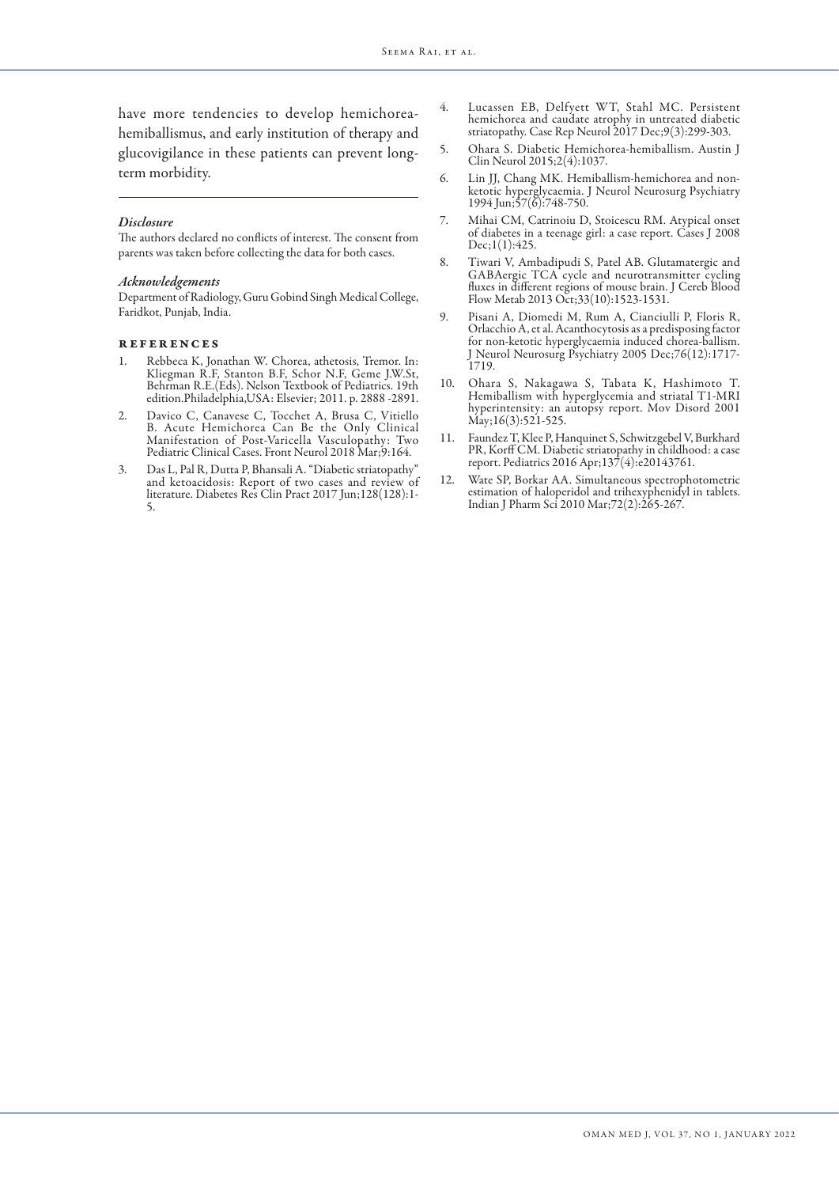have more tendencies to develop hemichorea-hemiballismus, and early institution of therapy and glucovigilance in these patients can prevent long-term morbidity.

---

### *Disclosure*

The authors declared no conflicts of interest. The consent from parents was taken before collecting the data for both cases.

### *Acknowledgements*

Department of Radiology, Guru Gobind Singh Medical College, Faridkot, Punjab, India.

## REFERENCES

1. Rebbeca K, Jonathan W. Chorea, athetosis, Tremor. In: Kliegman R.F, Stanton B.F, Schor N.F, Geme J.W.St, Behrman R.E.(Eds). Nelson Textbook of Pediatrics. 19th edition.Philadelphia,USA: Elsevier; 2011. p. 2888 -2891.
2. Davico C, Canavese C, Tocchet A, Brusa C, Vitiello B. Acute Hemichorea Can Be the Only Clinical Manifestation of Post-Varicella Vasculopathy: Two Pediatric Clinical Cases. Front Neurol 2018 Mar;9:164.
3. Das L, Pal R, Dutta P, Bhansali A. "Diabetic striatopathy" and ketoacidosis: Report of two cases and review of literature. Diabetes Res Clin Pract 2017 Jun;128(128):1-5.
4. Lucassen EB, Delfyett WT, Stahl MC. Persistent hemichorea and caudate atrophy in untreated diabetic striatopathy. Case Rep Neurol 2017 Dec;9(3):299-303.
5. Ohara S. Diabetic Hemichorea-hemiballism. Austin J Clin Neurol 2015;2(4):1037.
6. Lin JJ, Chang MK. Hemiballism-hemichorea and non-ketotic hyperglycaemia. J Neurol Neurosurg Psychiatry 1994 Jun;57(6):748-750.
7. Mihai CM, Catrinoiu D, Stoicescu RM. Atypical onset of diabetes in a teenage girl: a case report. Cases J 2008 Dec;1(1):425.
8. Tiwari V, Ambadipudi S, Patel AB. Glutamatergic and GABAergic TCA cycle and neurotransmitter cycling fluxes in different regions of mouse brain. J Cereb Blood Flow Metab 2013 Oct;33(10):1523-1531.
9. Pisani A, Diomedi M, Rum A, Cianciulli P, Floris R, Orlacchio A, et al. Acanthocytosis as a predisposing factor for non-ketotic hyperglycaemia induced chorea-ballism. J Neurol Neurosurg Psychiatry 2005 Dec;76(12):1717-1719.
10. Ohara S, Nakagawa S, Tabata K, Hashimoto T. Hemiballism with hyperglycemia and striatal T1-MRI hyperintensity: an autopsy report. Mov Disord 2001 May;16(3):521-525.
11. Faundez T, Klee P, Hanquinet S, Schwitzgebel V, Burkhard PR, Korff CM. Diabetic striatopathy in childhood: a case report. Pediatrics 2016 Apr;137(4):e20143761.
12. Wate SP, Borkar AA. Simultaneous spectrophotometric estimation of haloperidol and trihexyphenidyl in tablets. Indian J Pharm Sci 2010 Mar;72(2):265-267.